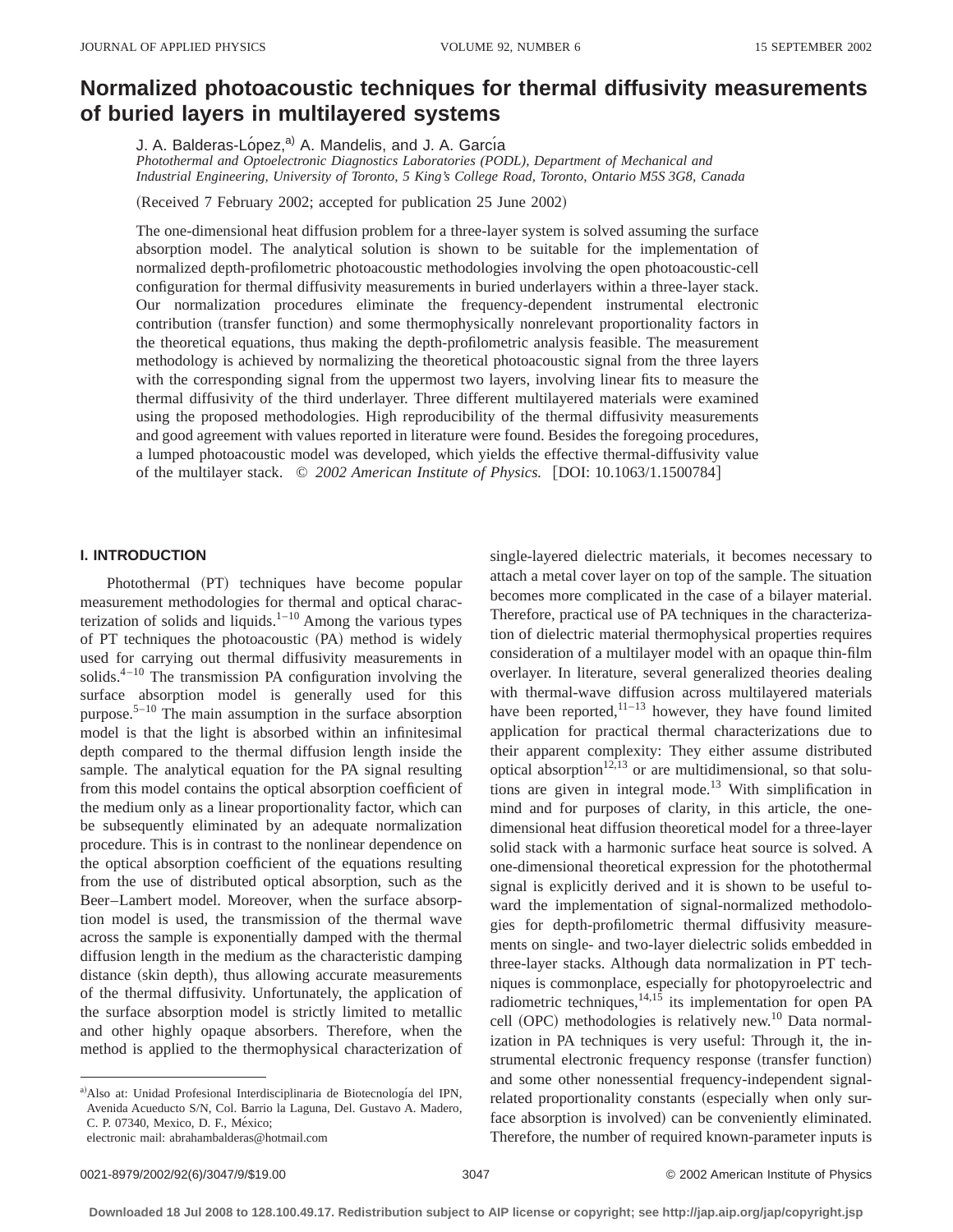# Normalized photoacoustic techniques for thermal diffusivity measurements of buried layers in multilayered systems

J. A. Balderas-López,[a] A. Mandelis, and J. A. García

*Photothermal and Optoelectronic Diagnostics Laboratories (PODL), Department of Mechanical and Industrial Engineering, University of Toronto, 5 King's College Road, Toronto, Ontario M5S 3G8, Canada*

(Received 7 February 2002; accepted for publication 25 June 2002)

The one-dimensional heat diffusion problem for a three-layer system is solved assuming the surface absorption model. The analytical solution is shown to be suitable for the implementation of normalized depth-profilometric photoacoustic methodologies involving the open photoacoustic-cell configuration for thermal diffusivity measurements in buried underlayers within a three-layer stack. Our normalization procedures eliminate the frequency-dependent instrumental electronic contribution (transfer function) and some thermophysically nonrelevant proportionality factors in the theoretical equations, thus making the depth-profilometric analysis feasible. The measurement methodology is achieved by normalizing the theoretical photoacoustic signal from the three layers with the corresponding signal from the uppermost two layers, involving linear fits to measure the thermal diffusivity of the third underlayer. Three different multilayered materials were examined using the proposed methodologies. High reproducibility of the thermal diffusivity measurements and good agreement with values reported in literature were found. Besides the foregoing procedures, a lumped photoacoustic model was developed, which yields the effective thermal-diffusivity value of the multilayer stack. © *2002 American Institute of Physics.* [DOI: 10.1063/1.1500784]

## I. INTRODUCTION

Photothermal (PT) techniques have become popular measurement methodologies for thermal and optical characterization of solids and liquids.[1–10] Among the various types of PT techniques the photoacoustic (PA) method is widely used for carrying out thermal diffusivity measurements in solids.[4–10] The transmission PA configuration involving the surface absorption model is generally used for this purpose.[5–10] The main assumption in the surface absorption model is that the light is absorbed within an infinitesimal depth compared to the thermal diffusion length inside the sample. The analytical equation for the PA signal resulting from this model contains the optical absorption coefficient of the medium only as a linear proportionality factor, which can be subsequently eliminated by an adequate normalization procedure. This is in contrast to the nonlinear dependence on the optical absorption coefficient of the equations resulting from the use of distributed optical absorption, such as the Beer–Lambert model. Moreover, when the surface absorption model is used, the transmission of the thermal wave across the sample is exponentially damped with the thermal diffusion length in the medium as the characteristic damping distance (skin depth), thus allowing accurate measurements of the thermal diffusivity. Unfortunately, the application of the surface absorption model is strictly limited to metallic and other highly opaque absorbers. Therefore, when the method is applied to the thermophysical characterization of single-layered dielectric materials, it becomes necessary to attach a metal cover layer on top of the sample. The situation becomes more complicated in the case of a bilayer material. Therefore, practical use of PA techniques in the characterization of dielectric material thermophysical properties requires consideration of a multilayer model with an opaque thin-film overlayer. In literature, several generalized theories dealing with thermal-wave diffusion across multilayered materials have been reported,[11–13] however, they have found limited application for practical thermal characterizations due to their apparent complexity: They either assume distributed optical absorption[12,13] or are multidimensional, so that solutions are given in integral mode.[13] With simplification in mind and for purposes of clarity, in this article, the one-dimensional heat diffusion theoretical model for a three-layer solid stack with a harmonic surface heat source is solved. A one-dimensional theoretical expression for the photothermal signal is explicitly derived and it is shown to be useful toward the implementation of signal-normalized methodologies for depth-profilometric thermal diffusivity measurements on single- and two-layer dielectric solids embedded in three-layer stacks. Although data normalization in PT techniques is commonplace, especially for photopyroelectric and radiometric techniques,[14,15] its implementation for open PA cell (OPC) methodologies is relatively new.[10] Data normalization in PA techniques is very useful: Through it, the instrumental electronic frequency response (transfer function) and some other nonessential frequency-independent signal-related proportionality constants (especially when only surface absorption is involved) can be conveniently eliminated. Therefore, the number of required known-parameter inputs is

---

[a] Also at: Unidad Profesional Interdisciplinaria de Biotecnología del IPN, Avenida Acueducto S/N, Col. Barrio la Laguna, Del. Gustavo A. Madero, C. P. 07340, Mexico, D. F., México; electronic mail: abrahambalderas@hotmail.com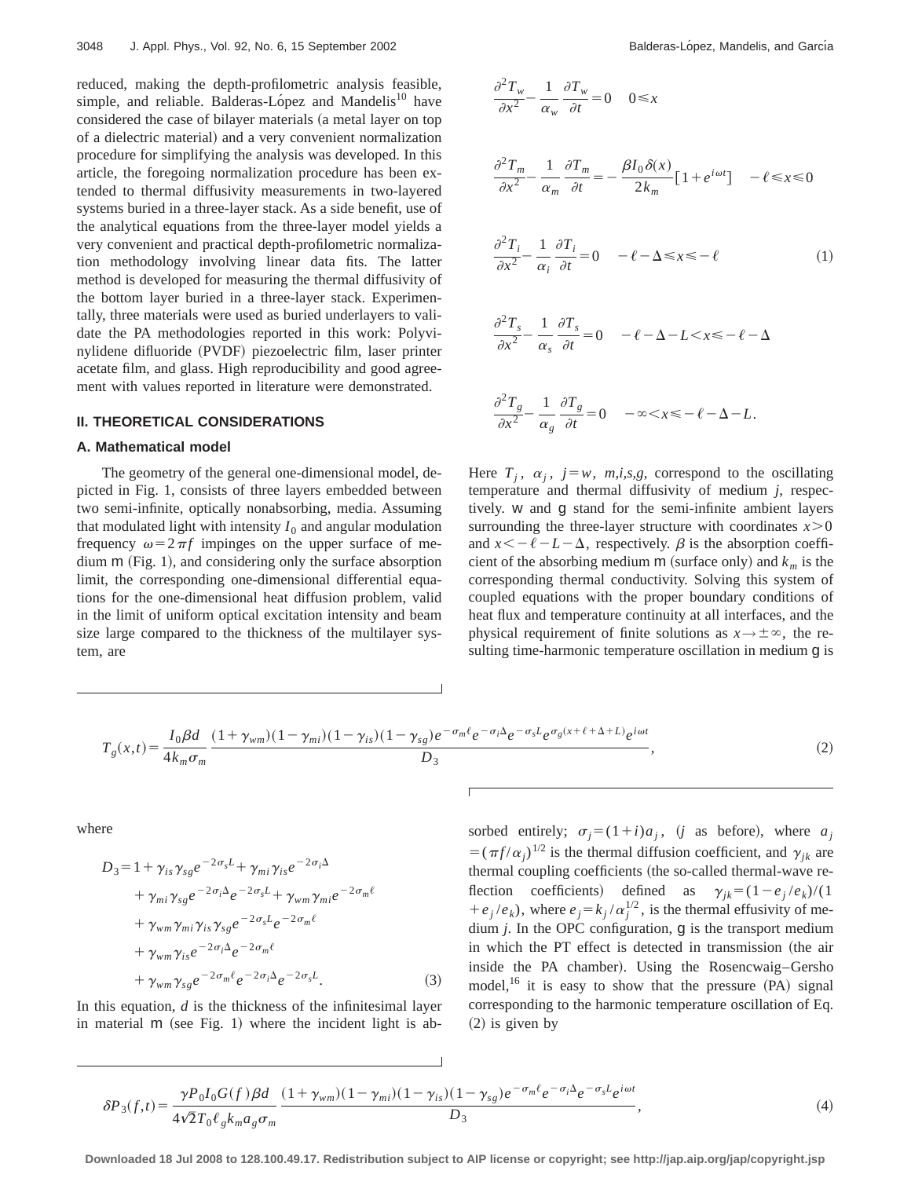reduced, making the depth-profilometric analysis feasible, simple, and reliable. Balderas-López and Mandelis[10] have considered the case of bilayer materials (a metal layer on top of a dielectric material) and a very convenient normalization procedure for simplifying the analysis was developed. In this article, the foregoing normalization procedure has been extended to thermal diffusivity measurements in two-layered systems buried in a three-layer stack. As a side benefit, use of the analytical equations from the three-layer model yields a very convenient and practical depth-profilometric normalization methodology involving linear data fits. The latter method is developed for measuring the thermal diffusivity of the bottom layer buried in a three-layer stack. Experimentally, three materials were used as buried underlayers to validate the PA methodologies reported in this work: Polyvinylidene difluoride (PVDF) piezoelectric film, laser printer acetate film, and glass. High reproducibility and good agreement with values reported in literature were demonstrated.

## II. THEORETICAL CONSIDERATIONS

### A. Mathematical model

The geometry of the general one-dimensional model, depicted in Fig. 1, consists of three layers embedded between two semi-infinite, optically nonabsorbing, media. Assuming that modulated light with intensity $I_0$ and angular modulation frequency $\omega=2\pi f$ impinges on the upper surface of medium m (Fig. 1), and considering only the surface absorption limit, the corresponding one-dimensional differential equations for the one-dimensional heat diffusion problem, valid in the limit of uniform optical excitation intensity and beam size large compared to the thickness of the multilayer system, are

$$
\begin{aligned}
&\frac{\partial^2 T_w}{\partial x^2}-\frac{1}{\alpha_w}\frac{\partial T_w}{\partial t}=0 \quad 0\leqslant x\\
&\frac{\partial^2 T_m}{\partial x^2}-\frac{1}{\alpha_m}\frac{\partial T_m}{\partial t}=-\frac{\beta I_0\delta(x)}{2k_m}[1+e^{i\omega t}] \quad -\ell\leqslant x\leqslant 0\\
&\frac{\partial^2 T_i}{\partial x^2}-\frac{1}{\alpha_i}\frac{\partial T_i}{\partial t}=0 \quad -\ell-\Delta\leqslant x\leqslant -\ell \qquad (1)\\
&\frac{\partial^2 T_s}{\partial x^2}-\frac{1}{\alpha_s}\frac{\partial T_s}{\partial t}=0 \quad -\ell-\Delta-L< x\leqslant -\ell-\Delta\\
&\frac{\partial^2 T_g}{\partial x^2}-\frac{1}{\alpha_g}\frac{\partial T_g}{\partial t}=0 \quad -\infty< x\leqslant -\ell-\Delta-L.
\end{aligned}
$$

Here $T_j$, $\alpha_j$, $j=w$, $m,i,s,g$, correspond to the oscillating temperature and thermal diffusivity of medium $j$, respectively. w and g stand for the semi-infinite ambient layers surrounding the three-layer structure with coordinates $x>0$ and $x<-\ell-L-\Delta$, respectively. $\beta$ is the absorption coefficient of the absorbing medium m (surface only) and $k_m$ is the corresponding thermal conductivity. Solving this system of coupled equations with the proper boundary conditions of heat flux and temperature continuity at all interfaces, and the physical requirement of finite solutions as $x\rightarrow\pm\infty$, the resulting time-harmonic temperature oscillation in medium g is

$$
T_g(x,t)=\frac{I_0\beta d}{4k_m\sigma_m}\frac{(1+\gamma_{wm})(1-\gamma_{mi})(1-\gamma_{is})(1-\gamma_{sg})e^{-\sigma_m\ell}e^{-\sigma_i\Delta}e^{-\sigma_s L}e^{\sigma_g(x+\ell+\Delta+L)}e^{i\omega t}}{D_3}, \qquad (2)
$$

where

$$
\begin{aligned}
D_3=&1+\gamma_{is}\gamma_{sg}e^{-2\sigma_s L}+\gamma_{mi}\gamma_{is}e^{-2\sigma_i\Delta}\\
&+\gamma_{mi}\gamma_{sg}e^{-2\sigma_i\Delta}e^{-2\sigma_s L}+\gamma_{wm}\gamma_{mi}e^{-2\sigma_m\ell}\\
&+\gamma_{wm}\gamma_{mi}\gamma_{is}\gamma_{sg}e^{-2\sigma_s L}e^{-2\sigma_m\ell}\\
&+\gamma_{wm}\gamma_{is}e^{-2\sigma_i\Delta}e^{-2\sigma_m\ell}\\
&+\gamma_{wm}\gamma_{sg}e^{-2\sigma_m\ell}e^{-2\sigma_i\Delta}e^{-2\sigma_s L}. \qquad (3)
\end{aligned}
$$

In this equation, $d$ is the thickness of the infinitesimal layer in material m (see Fig. 1) where the incident light is absorbed entirely; $\sigma_j=(1+i)a_j$, ($j$ as before), where $a_j=(\pi f/\alpha_j)^{1/2}$ is the thermal diffusion coefficient, and $\gamma_{jk}$ are thermal coupling coefficients (the so-called thermal-wave reflection coefficients) defined as $\gamma_{jk}=(1-e_j/e_k)/(1+e_j/e_k)$, where $e_j=k_j/\alpha_j^{1/2}$, is the thermal effusivity of medium $j$. In the OPC configuration, g is the transport medium in which the PT effect is detected in transmission (the air inside the PA chamber). Using the Rosencwaig–Gersho model,[16] it is easy to show that the pressure (PA) signal corresponding to the harmonic temperature oscillation of Eq. (2) is given by

$$
\delta P_3(f,t)=\frac{\gamma P_0 I_0 G(f)\beta d}{4\sqrt{2}T_0\ell_g k_m a_g\sigma_m}\frac{(1+\gamma_{wm})(1-\gamma_{mi})(1-\gamma_{is})(1-\gamma_{sg})e^{-\sigma_m\ell}e^{-\sigma_i\Delta}e^{-\sigma_s L}e^{i\omega t}}{D_3}, \qquad (4)
$$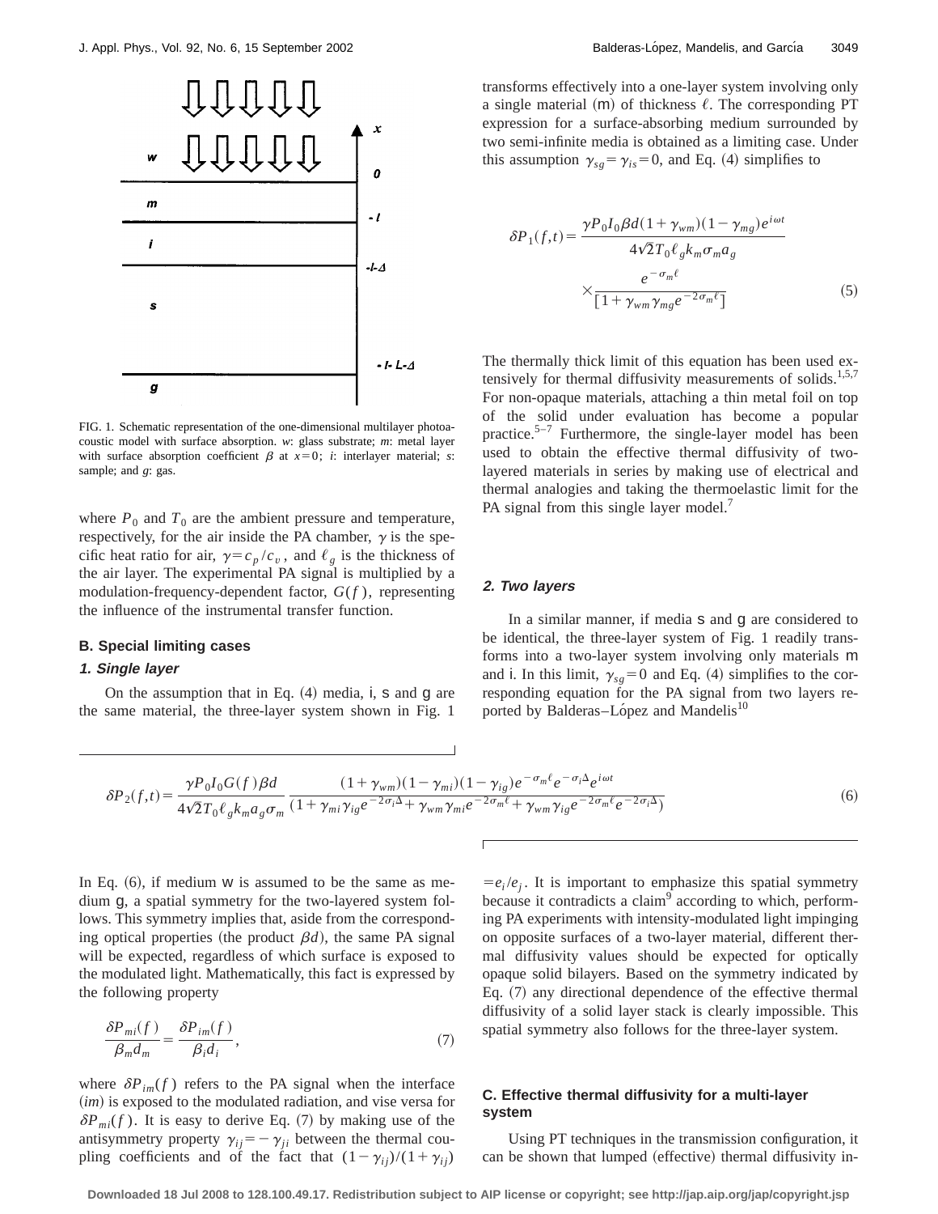FIG. 1. Schematic representation of the one-dimensional multilayer photoacoustic model with surface absorption. *w*: glass substrate; *m*: metal layer with surface absorption coefficient $\beta$ at $x=0$; *i*: interlayer material; *s*: sample; and *g*: gas.

where $P_0$ and $T_0$ are the ambient pressure and temperature, respectively, for the air inside the PA chamber, $\gamma$ is the specific heat ratio for air, $\gamma = c_p/c_v$, and $\ell_g$ is the thickness of the air layer. The experimental PA signal is multiplied by a modulation-frequency-dependent factor, $G(f)$, representing the influence of the instrumental transfer function.

### B. Special limiting cases

#### 1. Single layer

On the assumption that in Eq. (4) media, i, s and g are the same material, the three-layer system shown in Fig. 1 transforms effectively into a one-layer system involving only a single material (m) of thickness $\ell$. The corresponding PT expression for a surface-absorbing medium surrounded by two semi-infinite media is obtained as a limiting case. Under this assumption $\gamma_{sg} = \gamma_{is} = 0$, and Eq. (4) simplifies to

$$\delta P_1(f,t) = \frac{\gamma P_0 I_0 \beta d (1+\gamma_{wm})(1-\gamma_{mg}) e^{i\omega t}}{4\sqrt{2} T_0 \ell_g k_m \sigma_m a_g} \times \frac{e^{-\sigma_m \ell}}{[1+\gamma_{wm}\gamma_{mg} e^{-2\sigma_m \ell}]} \tag{5}$$

The thermally thick limit of this equation has been used extensively for thermal diffusivity measurements of solids.[1,5,7] For non-opaque materials, attaching a thin metal foil on top of the solid under evaluation has become a popular practice.[5–7] Furthermore, the single-layer model has been used to obtain the effective thermal diffusivity of two-layered materials in series by making use of electrical and thermal analogies and taking the thermoelastic limit for the PA signal from this single layer model.[7]

#### 2. Two layers

In a similar manner, if media s and g are considered to be identical, the three-layer system of Fig. 1 readily transforms into a two-layer system involving only materials m and i. In this limit, $\gamma_{sg} = 0$ and Eq. (4) simplifies to the corresponding equation for the PA signal from two layers reported by Balderas–López and Mandelis[10]

$$\delta P_2(f,t) = \frac{\gamma P_0 G(f) \beta d}{4\sqrt{2} T_0 \ell_g k_m a_g \sigma_m} \frac{(1+\gamma_{wm})(1-\gamma_{mi})(1-\gamma_{ig}) e^{-\sigma_m \ell} e^{-\sigma_i \Delta} e^{i\omega t}}{(1+\gamma_{mi}\gamma_{ig} e^{-2\sigma_i \Delta} + \gamma_{wm}\gamma_{mi} e^{-2\sigma_m \ell} + \gamma_{wm}\gamma_{ig} e^{-2\sigma_m \ell} e^{-2\sigma_i \Delta})} \tag{6}$$

In Eq. (6), if medium w is assumed to be the same as medium g, a spatial symmetry for the two-layered system follows. This symmetry implies that, aside from the corresponding optical properties (the product $\beta d$), the same PA signal will be expected, regardless of which surface is exposed to the modulated light. Mathematically, this fact is expressed by the following property

$$\frac{\delta P_{mi}(f)}{\beta_m d_m} = \frac{\delta P_{im}(f)}{\beta_i d_i}, \tag{7}$$

where $\delta P_{im}(f)$ refers to the PA signal when the interface $(im)$ is exposed to the modulated radiation, and vise versa for $\delta P_{mi}(f)$. It is easy to derive Eq. (7) by making use of the antisymmetry property $\gamma_{ij} = -\gamma_{ji}$ between the thermal coupling coefficients and of the fact that $(1-\gamma_{ij})/(1+\gamma_{ij}) = e_i/e_j$. It is important to emphasize this spatial symmetry because it contradicts a claim[9] according to which, performing PA experiments with intensity-modulated light impinging on opposite surfaces of a two-layer material, different thermal diffusivity values should be expected for optically opaque solid bilayers. Based on the symmetry indicated by Eq. (7) any directional dependence of the effective thermal diffusivity of a solid layer stack is clearly impossible. This spatial symmetry also follows for the three-layer system.

### C. Effective thermal diffusivity for a multi-layer system

Using PT techniques in the transmission configuration, it can be shown that lumped (effective) thermal diffusivity in-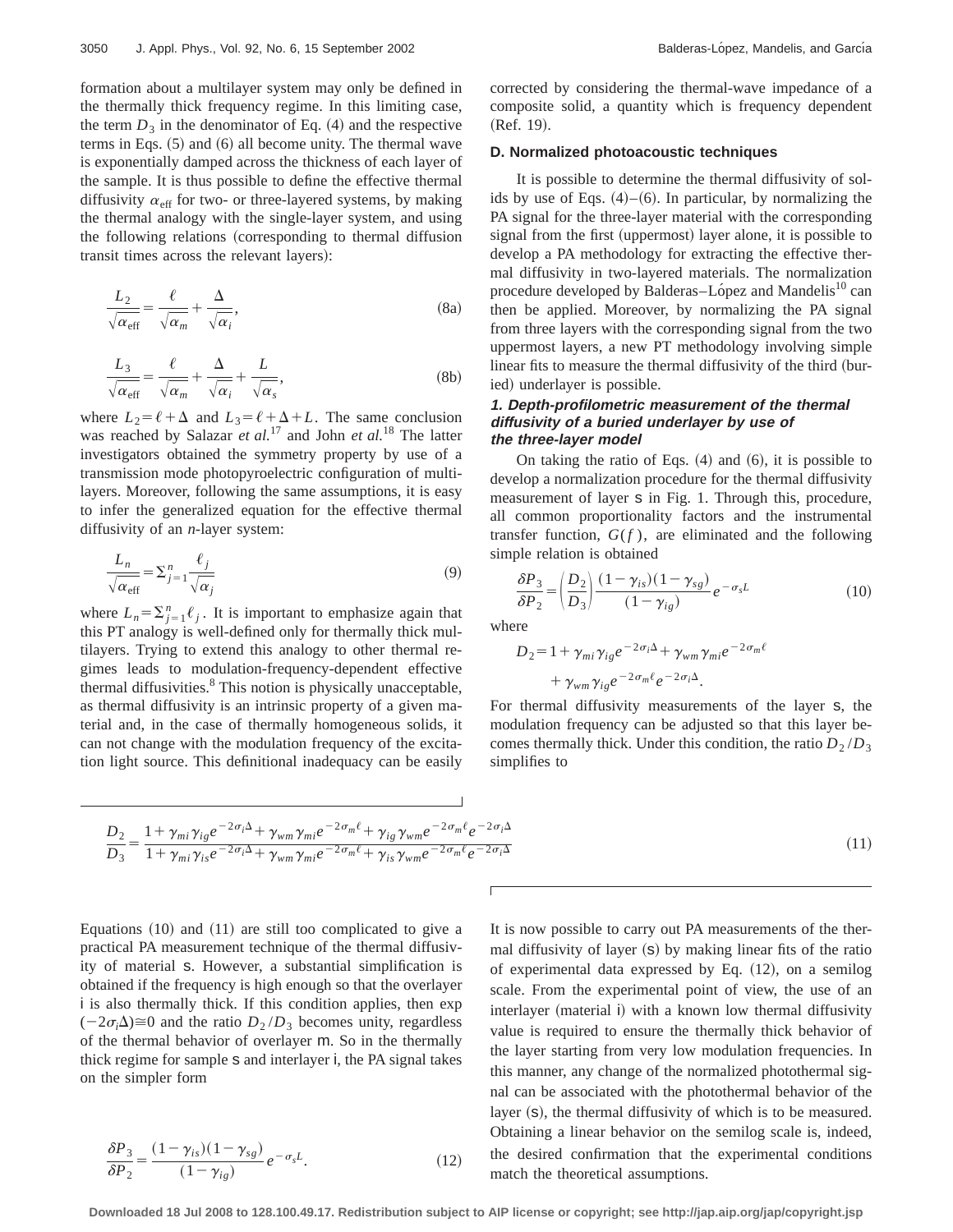formation about a multilayer system may only be defined in the thermally thick frequency regime. In this limiting case, the term $D_3$ in the denominator of Eq. (4) and the respective terms in Eqs. (5) and (6) all become unity. The thermal wave is exponentially damped across the thickness of each layer of the sample. It is thus possible to define the effective thermal diffusivity $\alpha_{\text{eff}}$ for two- or three-layered systems, by making the thermal analogy with the single-layer system, and using the following relations (corresponding to thermal diffusion transit times across the relevant layers):

$$\frac{L_2}{\sqrt{\alpha_{\text{eff}}}} = \frac{\ell}{\sqrt{\alpha_m}} + \frac{\Delta}{\sqrt{\alpha_i}}, \tag{8a}$$

$$\frac{L_3}{\sqrt{\alpha_{\text{eff}}}} = \frac{\ell}{\sqrt{\alpha_m}} + \frac{\Delta}{\sqrt{\alpha_i}} + \frac{L}{\sqrt{\alpha_s}}, \tag{8b}$$

where $L_2 = \ell + \Delta$ and $L_3 = \ell + \Delta + L$. The same conclusion was reached by Salazar *et al.*[17] and John *et al.*[18] The latter investigators obtained the symmetry property by use of a transmission mode photopyroelectric configuration of multilayers. Moreover, following the same assumptions, it is easy to infer the generalized equation for the effective thermal diffusivity of an *n*-layer system:

$$\frac{L_n}{\sqrt{\alpha_{\text{eff}}}} = \Sigma_{j=1}^{n} \frac{\ell_j}{\sqrt{\alpha_j}} \tag{9}$$

where $L_n = \Sigma_{j=1}^{n} \ell_j$. It is important to emphasize again that this PT analogy is well-defined only for thermally thick multilayers. Trying to extend this analogy to other thermal regimes leads to modulation-frequency-dependent effective thermal diffusivities.[8] This notion is physically unacceptable, as thermal diffusivity is an intrinsic property of a given material and, in the case of thermally homogeneous solids, it can not change with the modulation frequency of the excitation light source. This definitional inadequacy can be easily corrected by considering the thermal-wave impedance of a composite solid, a quantity which is frequency dependent (Ref. 19).

### D. Normalized photoacoustic techniques

It is possible to determine the thermal diffusivity of solids by use of Eqs. (4)–(6). In particular, by normalizing the PA signal for the three-layer material with the corresponding signal from the first (uppermost) layer alone, it is possible to develop a PA methodology for extracting the effective thermal diffusivity in two-layered materials. The normalization procedure developed by Balderas–López and Mandelis[10] can then be applied. Moreover, by normalizing the PA signal from three layers with the corresponding signal from the two uppermost layers, a new PT methodology involving simple linear fits to measure the thermal diffusivity of the third (buried) underlayer is possible.

#### 1. Depth-profilometric measurement of the thermal diffusivity of a buried underlayer by use of the three-layer model

On taking the ratio of Eqs. (4) and (6), it is possible to develop a normalization procedure for the thermal diffusivity measurement of layer s in Fig. 1. Through this, procedure, all common proportionality factors and the instrumental transfer function, $G(f)$, are eliminated and the following simple relation is obtained

$$\frac{\delta P_3}{\delta P_2} = \left(\frac{D_2}{D_3}\right) \frac{(1-\gamma_{is})(1-\gamma_{sg})}{(1-\gamma_{ig})} e^{-\sigma_s L} \tag{10}$$

where

$$D_2 = 1 + \gamma_{mi}\gamma_{ig} e^{-2\sigma_i \Delta} + \gamma_{wm}\gamma_{mi} e^{-2\sigma_m \ell} + \gamma_{wm}\gamma_{ig} e^{-2\sigma_m \ell} e^{-2\sigma_i \Delta}.$$

For thermal diffusivity measurements of the layer s, the modulation frequency can be adjusted so that this layer becomes thermally thick. Under this condition, the ratio $D_2/D_3$ simplifies to

$$\frac{D_2}{D_3} = \frac{1 + \gamma_{mi}\gamma_{ig} e^{-2\sigma_i \Delta} + \gamma_{wm}\gamma_{mi} e^{-2\sigma_m \ell} + \gamma_{ig}\gamma_{wm} e^{-2\sigma_m \ell} e^{-2\sigma_i \Delta}}{1 + \gamma_{mi}\gamma_{is} e^{-2\sigma_i \Delta} + \gamma_{wm}\gamma_{mi} e^{-2\sigma_m \ell} + \gamma_{is}\gamma_{wm} e^{-2\sigma_m \ell} e^{-2\sigma_i \Delta}} \tag{11}$$

Equations (10) and (11) are still too complicated to give a practical PA measurement technique of the thermal diffusivity of material s. However, a substantial simplification is obtained if the frequency is high enough so that the overlayer i is also thermally thick. If this condition applies, then exp $(-2\sigma_i\Delta) \cong 0$ and the ratio $D_2/D_3$ becomes unity, regardless of the thermal behavior of overlayer m. So in the thermally thick regime for sample s and interlayer i, the PA signal takes on the simpler form

$$\frac{\delta P_3}{\delta P_2} = \frac{(1-\gamma_{is})(1-\gamma_{sg})}{(1-\gamma_{ig})} e^{-\sigma_s L}. \tag{12}$$

It is now possible to carry out PA measurements of the thermal diffusivity of layer (s) by making linear fits of the ratio of experimental data expressed by Eq. (12), on a semilog scale. From the experimental point of view, the use of an interlayer (material i) with a known low thermal diffusivity value is required to ensure the thermally thick behavior of the layer starting from very low modulation frequencies. In this manner, any change of the normalized photothermal signal can be associated with the photothermal behavior of the layer (s), the thermal diffusivity of which is to be measured. Obtaining a linear behavior on the semilog scale is, indeed, the desired confirmation that the experimental conditions match the theoretical assumptions.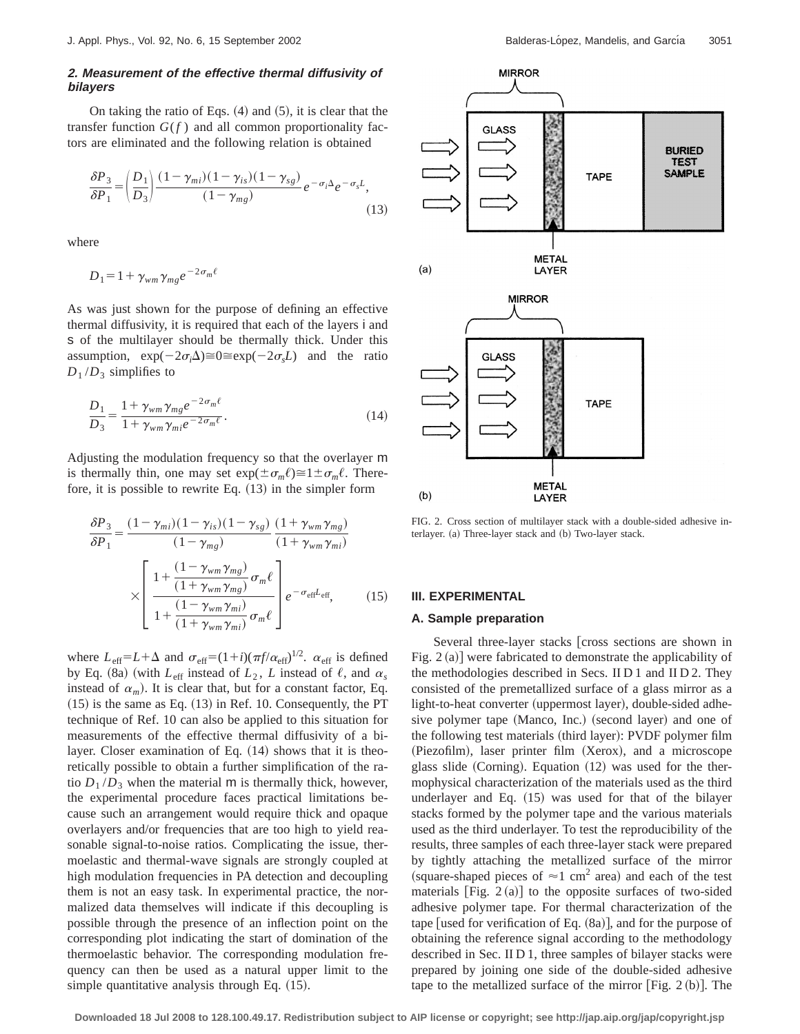### 2. Measurement of the effective thermal diffusivity of bilayers

On taking the ratio of Eqs. (4) and (5), it is clear that the transfer function $G(f)$ and all common proportionality factors are eliminated and the following relation is obtained

$$\frac{\delta P_3}{\delta P_1} = \left(\frac{D_1}{D_3}\right) \frac{(1-\gamma_{mi})(1-\gamma_{is})(1-\gamma_{sg})}{(1-\gamma_{mg})} e^{-\sigma_i \Delta} e^{-\sigma_s L}, \tag{13}$$

where

$$D_1 = 1 + \gamma_{wm}\gamma_{mg} e^{-2\sigma_m \ell}$$

As was just shown for the purpose of defining an effective thermal diffusivity, it is required that each of the layers i and s of the multilayer should be thermally thick. Under this assumption, $\exp(-2\sigma_i\Delta) \cong 0 \cong \exp(-2\sigma_s L)$ and the ratio $D_1/D_3$ simplifies to

$$\frac{D_1}{D_3} = \frac{1+\gamma_{wm}\gamma_{mg} e^{-2\sigma_m \ell}}{1+\gamma_{wm}\gamma_{mi} e^{-2\sigma_m \ell}}. \tag{14}$$

Adjusting the modulation frequency so that the overlayer m is thermally thin, one may set $\exp(\pm\sigma_m \ell) \cong 1 \pm \sigma_m \ell$. Therefore, it is possible to rewrite Eq. (13) in the simpler form

$$\frac{\delta P_3}{\delta P_1} = \frac{(1-\gamma_{mi})(1-\gamma_{is})(1-\gamma_{sg})}{(1-\gamma_{mg})} \frac{(1+\gamma_{wm}\gamma_{mg})}{(1+\gamma_{wm}\gamma_{mi})} \times \left[ \frac{1+\dfrac{(1-\gamma_{wm}\gamma_{mg})}{(1+\gamma_{wm}\gamma_{mg})}\sigma_m \ell}{1+\dfrac{(1-\gamma_{wm}\gamma_{mi})}{(1+\gamma_{wm}\gamma_{mi})}\sigma_m \ell} \right] e^{-\sigma_{\mathrm{eff}} L_{\mathrm{eff}}}, \tag{15}$$

where $L_{\mathrm{eff}} = L + \Delta$ and $\sigma_{\mathrm{eff}} = (1+i)(\pi f/\alpha_{\mathrm{eff}})^{1/2}$. $\alpha_{\mathrm{eff}}$ is defined by Eq. (8a) (with $L_{\mathrm{eff}}$ instead of $L_2$, $L$ instead of $\ell$, and $\alpha_s$ instead of $\alpha_m$). It is clear that, but for a constant factor, Eq. (15) is the same as Eq. (13) in Ref. 10. Consequently, the PT technique of Ref. 10 can also be applied to this situation for measurements of the effective thermal diffusivity of a bilayer. Closer examination of Eq. (14) shows that it is theoretically possible to obtain a further simplification of the ratio $D_1/D_3$ when the material m is thermally thick, however, the experimental procedure faces practical limitations because such an arrangement would require thick and opaque overlayers and/or frequencies that are too high to yield reasonable signal-to-noise ratios. Complicating the issue, thermoelastic and thermal-wave signals are strongly coupled at high modulation frequencies in PA detection and decoupling them is not an easy task. In experimental practice, the normalized data themselves will indicate if this decoupling is possible through the presence of an inflection point on the corresponding plot indicating the start of domination of the thermoelastic behavior. The corresponding modulation frequency can then be used as a natural upper limit to the simple quantitative analysis through Eq. (15).

FIG. 2. Cross section of multilayer stack with a double-sided adhesive interlayer. (a) Three-layer stack and (b) Two-layer stack.

## III. EXPERIMENTAL

### A. Sample preparation

Several three-layer stacks [cross sections are shown in Fig. 2(a)] were fabricated to demonstrate the applicability of the methodologies described in Secs. II D 1 and II D 2. They consisted of the premetallized surface of a glass mirror as a light-to-heat converter (uppermost layer), double-sided adhesive polymer tape (Manco, Inc.) (second layer) and one of the following test materials (third layer): PVDF polymer film (Piezofilm), laser printer film (Xerox), and a microscope glass slide (Corning). Equation (12) was used for the thermophysical characterization of the materials used as the third underlayer and Eq. (15) was used for that of the bilayer stacks formed by the polymer tape and the various materials used as the third underlayer. To test the reproducibility of the results, three samples of each three-layer stack were prepared by tightly attaching the metallized surface of the mirror (square-shaped pieces of $\approx 1\ \mathrm{cm}^2$ area) and each of the test materials [Fig. 2(a)] to the opposite surfaces of two-sided adhesive polymer tape. For thermal characterization of the tape [used for verification of Eq. (8a)], and for the purpose of obtaining the reference signal according to the methodology described in Sec. II D 1, three samples of bilayer stacks were prepared by joining one side of the double-sided adhesive tape to the metallized surface of the mirror [Fig. 2(b)]. The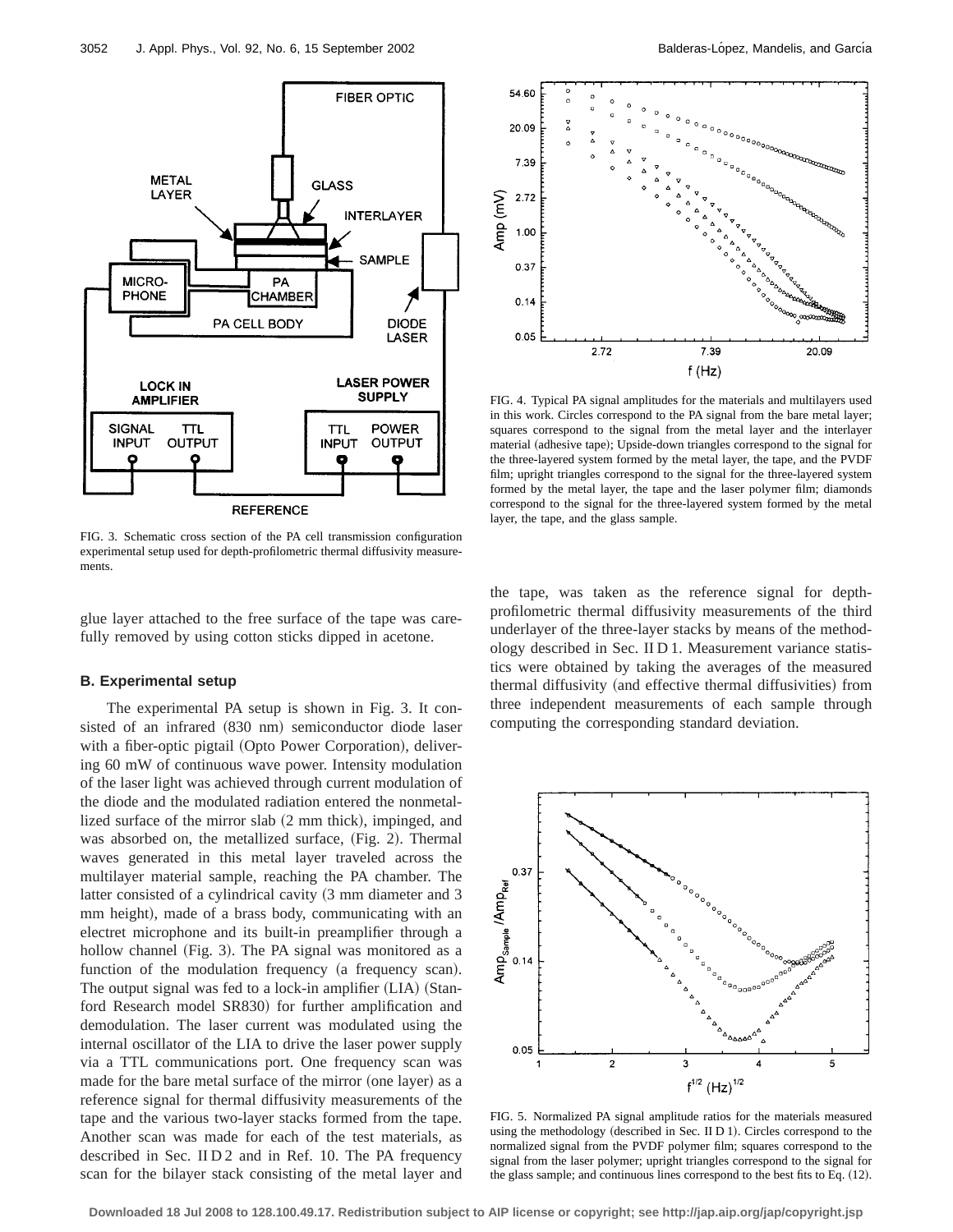FIG. 3. Schematic cross section of the PA cell transmission configuration experimental setup used for depth-profilometric thermal diffusivity measurements.

FIG. 4. Typical PA signal amplitudes for the materials and multilayers used in this work. Circles correspond to the PA signal from the bare metal layer; squares correspond to the signal from the metal layer and the interlayer material (adhesive tape); Upside-down triangles correspond to the signal for the three-layered system formed by the metal layer, the tape, and the PVDF film; upright triangles correspond to the signal for the three-layered system formed by the metal layer, the tape and the laser polymer film; diamonds correspond to the signal for the three-layered system formed by the metal layer, the tape, and the glass sample.

glue layer attached to the free surface of the tape was carefully removed by using cotton sticks dipped in acetone.

### B. Experimental setup

The experimental PA setup is shown in Fig. 3. It consisted of an infrared (830 nm) semiconductor diode laser with a fiber-optic pigtail (Opto Power Corporation), delivering 60 mW of continuous wave power. Intensity modulation of the laser light was achieved through current modulation of the diode and the modulated radiation entered the nonmetallized surface of the mirror slab (2 mm thick), impinged, and was absorbed on, the metallized surface, (Fig. 2). Thermal waves generated in this metal layer traveled across the multilayer material sample, reaching the PA chamber. The latter consisted of a cylindrical cavity (3 mm diameter and 3 mm height), made of a brass body, communicating with an electret microphone and its built-in preamplifier through a hollow channel (Fig. 3). The PA signal was monitored as a function of the modulation frequency (a frequency scan). The output signal was fed to a lock-in amplifier (LIA) (Stanford Research model SR830) for further amplification and demodulation. The laser current was modulated using the internal oscillator of the LIA to drive the laser power supply via a TTL communications port. One frequency scan was made for the bare metal surface of the mirror (one layer) as a reference signal for thermal diffusivity measurements of the tape and the various two-layer stacks formed from the tape. Another scan was made for each of the test materials, as described in Sec. II D 2 and in Ref. 10. The PA frequency scan for the bilayer stack consisting of the metal layer and the tape, was taken as the reference signal for depth-profilometric thermal diffusivity measurements of the third underlayer of the three-layer stacks by means of the methodology described in Sec. II D 1. Measurement variance statistics were obtained by taking the averages of the measured thermal diffusivity (and effective thermal diffusivities) from three independent measurements of each sample through computing the corresponding standard deviation.

FIG. 5. Normalized PA signal amplitude ratios for the materials measured using the methodology (described in Sec. II D 1). Circles correspond to the normalized signal from the PVDF polymer film; squares correspond to the signal from the laser polymer; upright triangles correspond to the signal for the glass sample; and continuous lines correspond to the best fits to Eq. (12).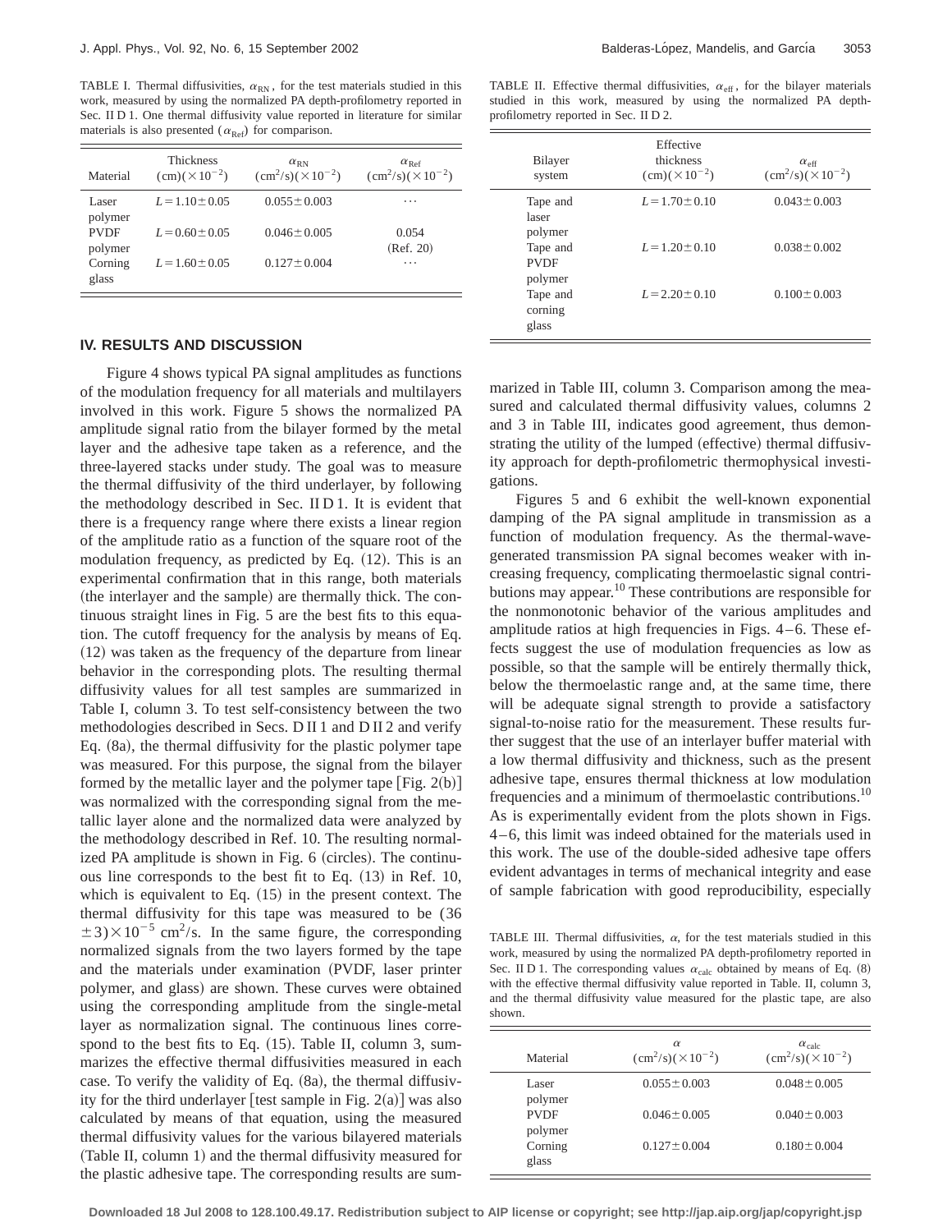TABLE I. Thermal diffusivities, $\alpha_{RN}$, for the test materials studied in this work, measured by using the normalized PA depth-profilometry reported in Sec. II D 1. One thermal diffusivity value reported in literature for similar materials is also presented ($\alpha_{Ref}$) for comparison.

| Material | Thickness (cm)($\times 10^{-2}$) | $\alpha_{RN}$ (cm$^2$/s)($\times 10^{-2}$) | $\alpha_{Ref}$ (cm$^2$/s)($\times 10^{-2}$) |
|---|---|---|---|
| Laser polymer | $L = 1.10 \pm 0.05$ | $0.055 \pm 0.003$ | ⋯ |
| PVDF polymer | $L = 0.60 \pm 0.05$ | $0.046 \pm 0.005$ | 0.054 (Ref. 20) |
| Corning glass | $L = 1.60 \pm 0.05$ | $0.127 \pm 0.004$ | ⋯ |

## IV. RESULTS AND DISCUSSION

Figure 4 shows typical PA signal amplitudes as functions of the modulation frequency for all materials and multilayers involved in this work. Figure 5 shows the normalized PA amplitude signal ratio from the bilayer formed by the metal layer and the adhesive tape taken as a reference, and the three-layered stacks under study. The goal was to measure the thermal diffusivity of the third underlayer, by following the methodology described in Sec. II D 1. It is evident that there is a frequency range where there exists a linear region of the amplitude ratio as a function of the square root of the modulation frequency, as predicted by Eq. (12). This is an experimental confirmation that in this range, both materials (the interlayer and the sample) are thermally thick. The continuous straight lines in Fig. 5 are the best fits to this equation. The cutoff frequency for the analysis by means of Eq. (12) was taken as the frequency of the departure from linear behavior in the corresponding plots. The resulting thermal diffusivity values for all test samples are summarized in Table I, column 3. To test self-consistency between the two methodologies described in Secs. D II 1 and D II 2 and verify Eq. (8a), the thermal diffusivity for the plastic polymer tape was measured. For this purpose, the signal from the bilayer formed by the metallic layer and the polymer tape [Fig. 2(b)] was normalized with the corresponding signal from the metallic layer alone and the normalized data were analyzed by the methodology described in Ref. 10. The resulting normalized PA amplitude is shown in Fig. 6 (circles). The continuous line corresponds to the best fit to Eq. (13) in Ref. 10, which is equivalent to Eq. (15) in the present context. The thermal diffusivity for this tape was measured to be $(36 \pm 3) \times 10^{-5}$ cm$^2$/s. In the same figure, the corresponding normalized signals from the two layers formed by the tape and the materials under examination (PVDF, laser printer polymer, and glass) are shown. These curves were obtained using the corresponding amplitude from the single-metal layer as normalization signal. The continuous lines correspond to the best fits to Eq. (15). Table II, column 3, summarizes the effective thermal diffusivities measured in each case. To verify the validity of Eq. (8a), the thermal diffusivity for the third underlayer [test sample in Fig. 2(a)] was also calculated by means of that equation, using the measured thermal diffusivity values for the various bilayered materials (Table II, column 1) and the thermal diffusivity measured for the plastic adhesive tape. The corresponding results are summarized in Table III, column 3. Comparison among the measured and calculated thermal diffusivity values, columns 2 and 3 in Table III, indicates good agreement, thus demonstrating the utility of the lumped (effective) thermal diffusivity approach for depth-profilometric thermophysical investigations.

TABLE II. Effective thermal diffusivities, $\alpha_{eff}$, for the bilayer materials studied in this work, measured by using the normalized PA depth-profilometry reported in Sec. II D 2.

| Bilayer system | Effective thickness (cm)($\times 10^{-2}$) | $\alpha_{eff}$ (cm$^2$/s)($\times 10^{-2}$) |
|---|---|---|
| Tape and laser polymer | $L = 1.70 \pm 0.10$ | $0.043 \pm 0.003$ |
| Tape and PVDF polymer | $L = 1.20 \pm 0.10$ | $0.038 \pm 0.002$ |
| Tape and corning glass | $L = 2.20 \pm 0.10$ | $0.100 \pm 0.003$ |

Figures 5 and 6 exhibit the well-known exponential damping of the PA signal amplitude in transmission as a function of modulation frequency. As the thermal-wave-generated transmission PA signal becomes weaker with increasing frequency, complicating thermoelastic signal contributions may appear.[10] These contributions are responsible for the nonmonotonic behavior of the various amplitudes and amplitude ratios at high frequencies in Figs. 4–6. These effects suggest the use of modulation frequencies as low as possible, so that the sample will be entirely thermally thick, below the thermoelastic range and, at the same time, there will be adequate signal strength to provide a satisfactory signal-to-noise ratio for the measurement. These results further suggest that the use of an interlayer buffer material with a low thermal diffusivity and thickness, such as the present adhesive tape, ensures thermal thickness at low modulation frequencies and a minimum of thermoelastic contributions.[10] As is experimentally evident from the plots shown in Figs. 4–6, this limit was indeed obtained for the materials used in this work. The use of the double-sided adhesive tape offers evident advantages in terms of mechanical integrity and ease of sample fabrication with good reproducibility, especially

TABLE III. Thermal diffusivities, $\alpha$, for the test materials studied in this work, measured by using the normalized PA depth-profilometry reported in Sec. II D 1. The corresponding values $\alpha_{calc}$ obtained by means of Eq. (8) with the effective thermal diffusivity value reported in Table. II, column 3, and the thermal diffusivity value measured for the plastic tape, are also shown.

| Material | $\alpha$ (cm$^2$/s)($\times 10^{-2}$) | $\alpha_{calc}$ (cm$^2$/s)($\times 10^{-2}$) |
|---|---|---|
| Laser polymer | $0.055 \pm 0.003$ | $0.048 \pm 0.005$ |
| PVDF polymer | $0.046 \pm 0.005$ | $0.040 \pm 0.003$ |
| Corning glass | $0.127 \pm 0.004$ | $0.180 \pm 0.004$ |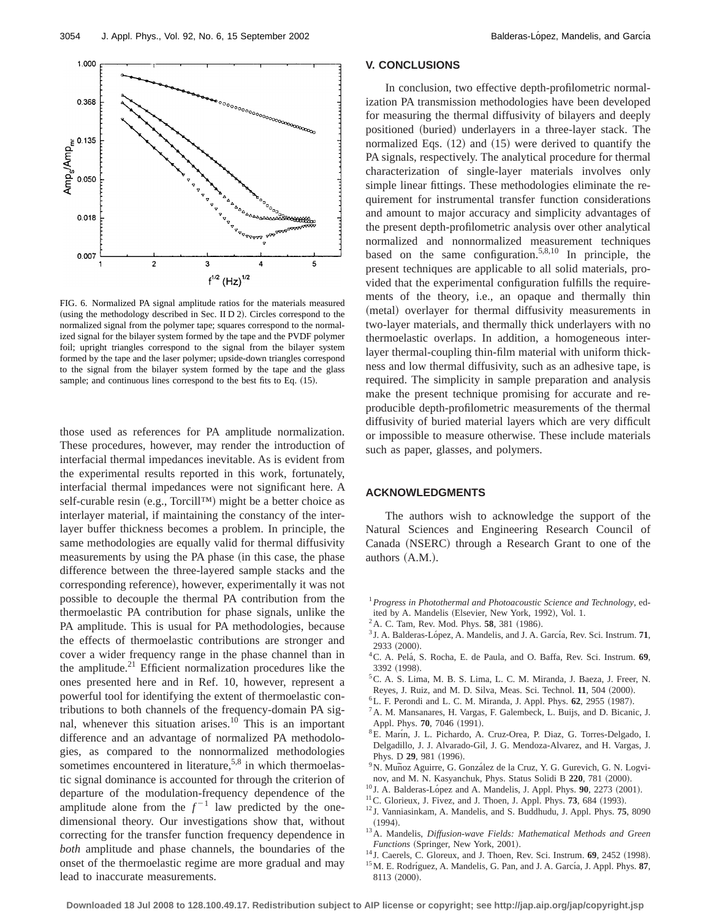FIG. 6. Normalized PA signal amplitude ratios for the materials measured (using the methodology described in Sec. II D 2). Circles correspond to the normalized signal from the polymer tape; squares correspond to the normalized signal for the bilayer system formed by the tape and the PVDF polymer foil; upright triangles correspond to the signal from the bilayer system formed by the tape and the laser polymer; upside-down triangles correspond to the signal from the bilayer system formed by the tape and the glass sample; and continuous lines correspond to the best fits to Eq. (15).

those used as references for PA amplitude normalization. These procedures, however, may render the introduction of interfacial thermal impedances inevitable. As is evident from the experimental results reported in this work, fortunately, interfacial thermal impedances were not significant here. A self-curable resin (e.g., Torcill™) might be a better choice as interlayer material, if maintaining the constancy of the interlayer buffer thickness becomes a problem. In principle, the same methodologies are equally valid for thermal diffusivity measurements by using the PA phase (in this case, the phase difference between the three-layered sample stacks and the corresponding reference), however, experimentally it was not possible to decouple the thermal PA contribution from the thermoelastic PA contribution for phase signals, unlike the PA amplitude. This is usual for PA methodologies, because the effects of thermoelastic contributions are stronger and cover a wider frequency range in the phase channel than in the amplitude.[21] Efficient normalization procedures like the ones presented here and in Ref. 10, however, represent a powerful tool for identifying the extent of thermoelastic contributions to both channels of the frequency-domain PA signal, whenever this situation arises.[10] This is an important difference and an advantage of normalized PA methodologies, as compared to the nonnormalized methodologies sometimes encountered in literature,[5,8] in which thermoelastic signal dominance is accounted for through the criterion of departure of the modulation-frequency dependence of the amplitude alone from the $f^{-1}$ law predicted by the one-dimensional theory. Our investigations show that, without correcting for the transfer function frequency dependence in *both* amplitude and phase channels, the boundaries of the onset of the thermoelastic regime are more gradual and may lead to inaccurate measurements.

## V. CONCLUSIONS

In conclusion, two effective depth-profilometric normalization PA transmission methodologies have been developed for measuring the thermal diffusivity of bilayers and deeply positioned (buried) underlayers in a three-layer stack. The normalized Eqs. (12) and (15) were derived to quantify the PA signals, respectively. The analytical procedure for thermal characterization of single-layer materials involves only simple linear fittings. These methodologies eliminate the requirement for instrumental transfer function considerations and amount to major accuracy and simplicity advantages of the present depth-profilometric analysis over other analytical normalized and nonnormalized measurement techniques based on the same configuration.[5,8,10] In principle, the present techniques are applicable to all solid materials, provided that the experimental configuration fulfills the requirements of the theory, i.e., an opaque and thermally thin (metal) overlayer for thermal diffusivity measurements in two-layer materials, and thermally thick underlayers with no thermoelastic overlaps. In addition, a homogeneous interlayer thermal-coupling thin-film material with uniform thickness and low thermal diffusivity, such as an adhesive tape, is required. The simplicity in sample preparation and analysis make the present technique promising for accurate and reproducible depth-profilometric measurements of the thermal diffusivity of buried material layers which are very difficult or impossible to measure otherwise. These include materials such as paper, glasses, and polymers.

## ACKNOWLEDGMENTS

The authors wish to acknowledge the support of the Natural Sciences and Engineering Research Council of Canada (NSERC) through a Research Grant to one of the authors (A.M.).

[1] *Progress in Photothermal and Photoacoustic Science and Technology*, edited by A. Mandelis (Elsevier, New York, 1992), Vol. 1.
[2] A. C. Tam, Rev. Mod. Phys. **58**, 381 (1986).
[3] J. A. Balderas-López, A. Mandelis, and J. A. García, Rev. Sci. Instrum. **71**, 2933 (2000).
[4] C. A. Pelá, S. Rocha, E. de Paula, and O. Baffa, Rev. Sci. Instrum. **69**, 3392 (1998).
[5] C. A. S. Lima, M. B. S. Lima, L. C. M. Miranda, J. Baeza, J. Freer, N. Reyes, J. Ruiz, and M. D. Silva, Meas. Sci. Technol. **11**, 504 (2000).
[6] L. F. Perondi and L. C. M. Miranda, J. Appl. Phys. **62**, 2955 (1987).
[7] A. M. Mansanares, H. Vargas, F. Galembeck, L. Buijs, and D. Bicanic, J. Appl. Phys. **70**, 7046 (1991).
[8] E. Marín, J. L. Pichardo, A. Cruz-Orea, P. Diaz, G. Torres-Delgado, I. Delgadillo, J. J. Alvarado-Gil, J. G. Mendoza-Alvarez, and H. Vargas, J. Phys. D **29**, 981 (1996).
[9] N. Muñoz Aguirre, G. González de la Cruz, Y. G. Gurevich, G. N. Logvinov, and M. N. Kasyanchuk, Phys. Status Solidi B **220**, 781 (2000).
[10] J. A. Balderas-López and A. Mandelis, J. Appl. Phys. **90**, 2273 (2001).
[11] C. Glorieux, J. Fivez, and J. Thoen, J. Appl. Phys. **73**, 684 (1993).
[12] J. Vanniasinkam, A. Mandelis, and S. Buddhudu, J. Appl. Phys. **75**, 8090 (1994).
[13] A. Mandelis, *Diffusion-wave Fields: Mathematical Methods and Green Functions* (Springer, New York, 2001).
[14] J. Caerels, C. Gloreux, and J. Thoen, Rev. Sci. Instrum. **69**, 2452 (1998).
[15] M. E. Rodríguez, A. Mandelis, G. Pan, and J. A. García, J. Appl. Phys. **87**, 8113 (2000).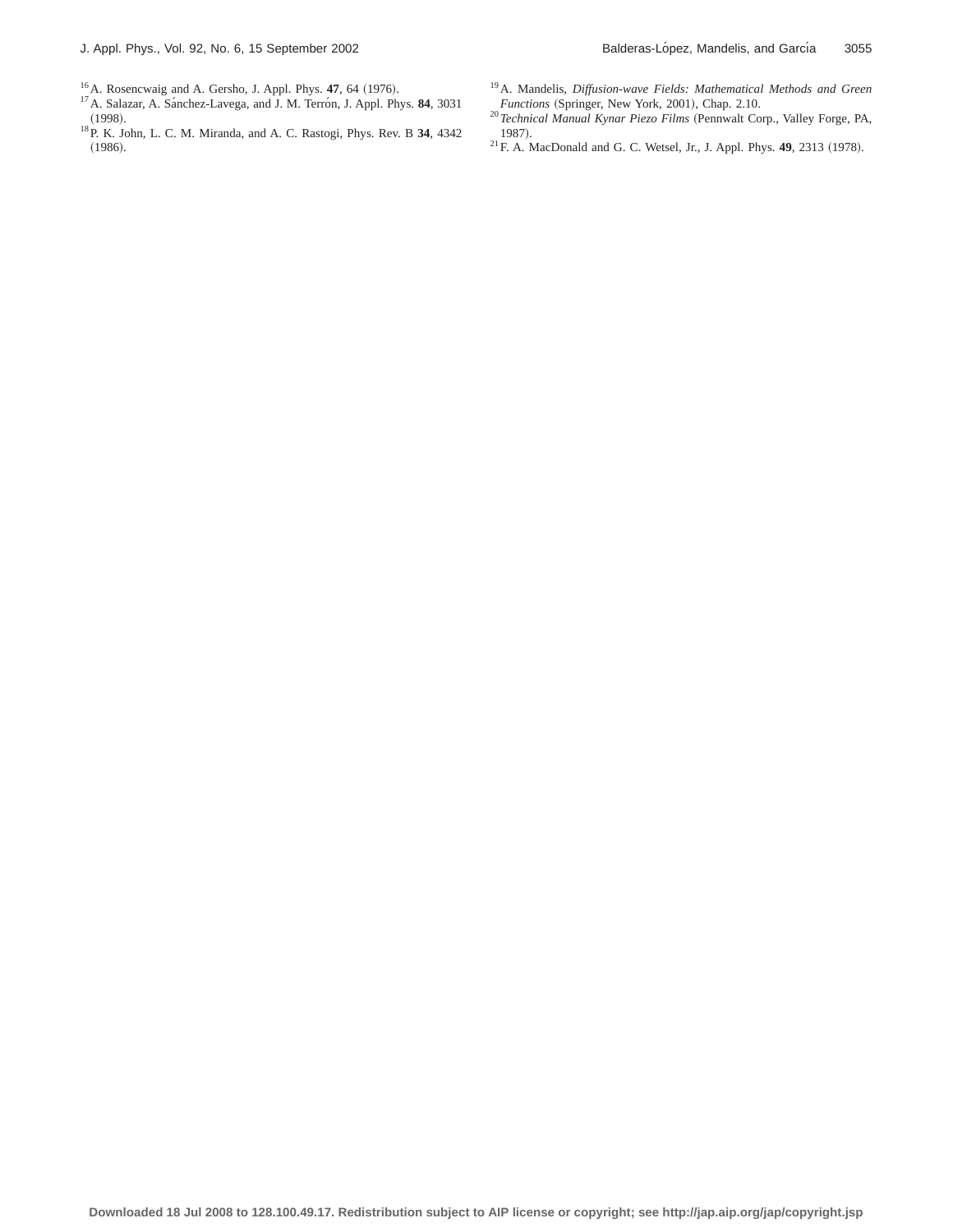[16] A. Rosencwaig and A. Gersho, J. Appl. Phys. **47**, 64 (1976).

[17] A. Salazar, A. Sánchez-Lavega, and J. M. Terrón, J. Appl. Phys. **84**, 3031 (1998).

[18] P. K. John, L. C. M. Miranda, and A. C. Rastogi, Phys. Rev. B **34**, 4342 (1986).

[19] A. Mandelis, *Diffusion-wave Fields: Mathematical Methods and Green Functions* (Springer, New York, 2001), Chap. 2.10.

[20] *Technical Manual Kynar Piezo Films* (Pennwalt Corp., Valley Forge, PA, 1987).

[21] F. A. MacDonald and G. C. Wetsel, Jr., J. Appl. Phys. **49**, 2313 (1978).